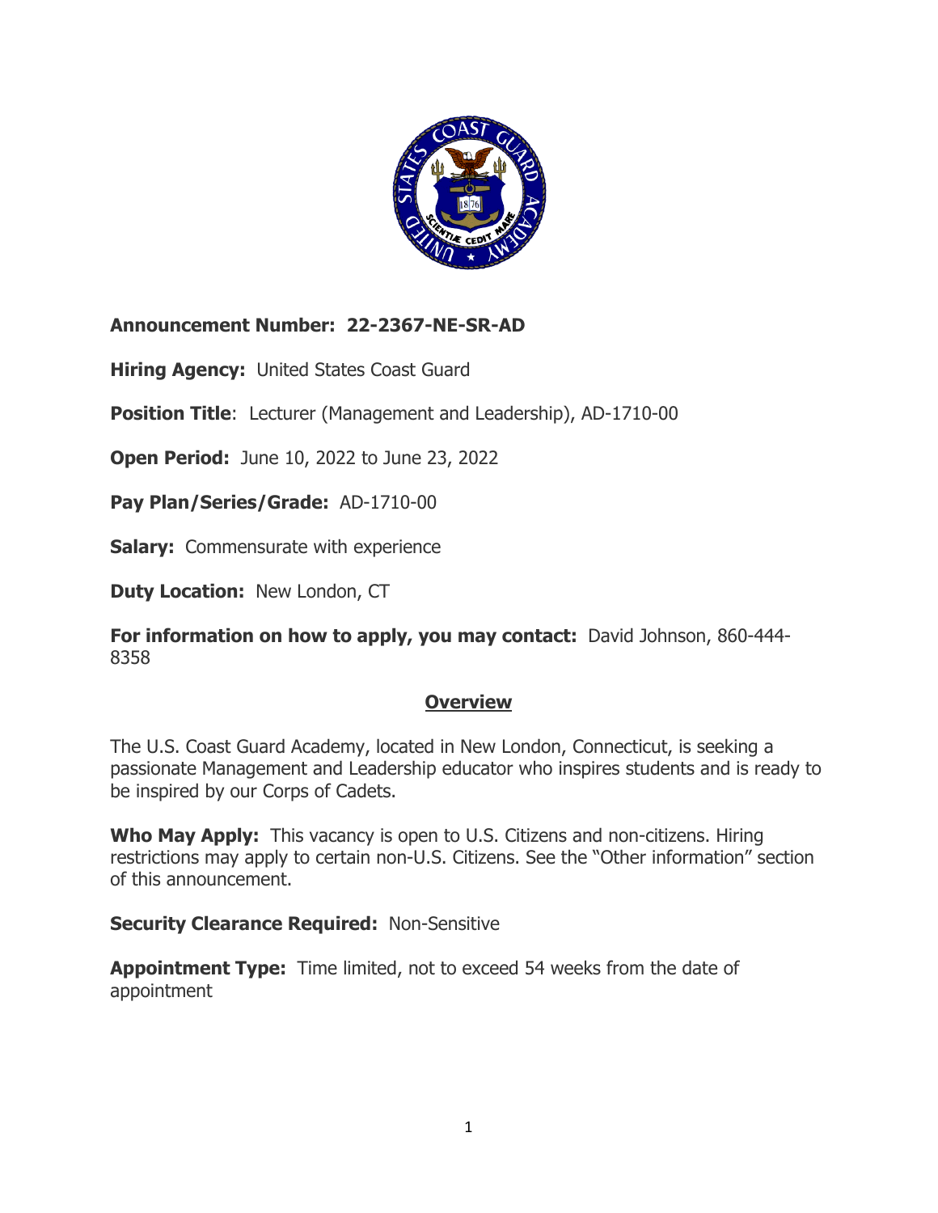**Announcement Number: 22-2367-NE-SR-AD**

**Hiring Agency:** United States Coast Guard

**Position Title**: Lecturer (Management and Leadership), AD-1710-00

**Open Period:** June 10, 2022 to June 23, 2022

**Pay Plan/Series/Grade:** AD-1710-00

**Salary:** Commensurate with experience

**Duty Location:** New London, CT

**For information on how to apply, you may contact:** David Johnson, 860-444-8358

## Overview

The U.S. Coast Guard Academy, located in New London, Connecticut, is seeking a passionate Management and Leadership educator who inspires students and is ready to be inspired by our Corps of Cadets.

**Who May Apply:** This vacancy is open to U.S. Citizens and non-citizens. Hiring restrictions may apply to certain non-U.S. Citizens. See the "Other information" section of this announcement.

**Security Clearance Required:** Non-Sensitive

**Appointment Type:** Time limited, not to exceed 54 weeks from the date of appointment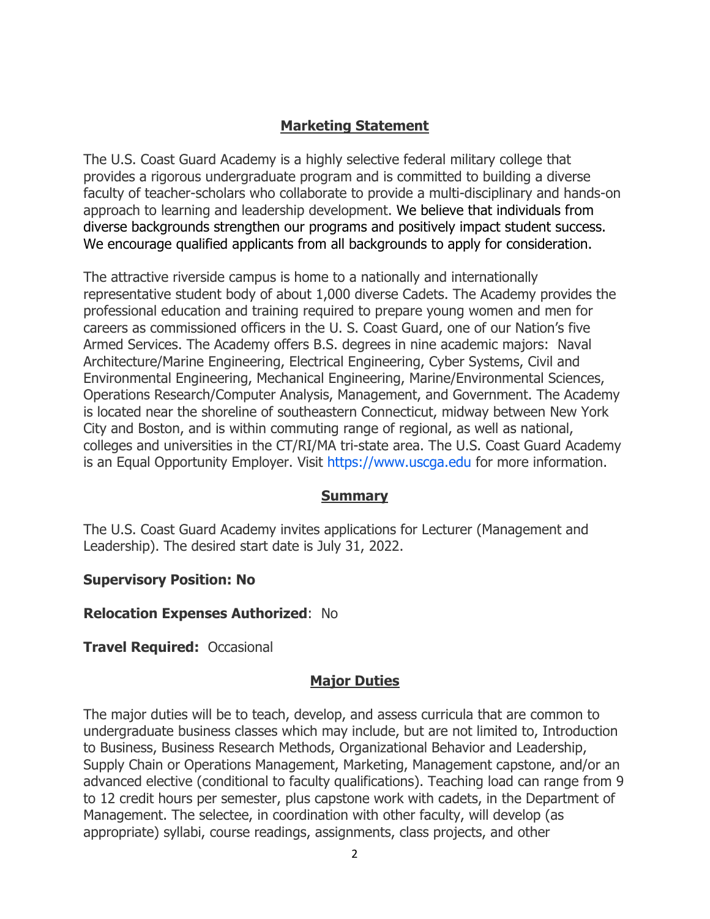## Marketing Statement

The U.S. Coast Guard Academy is a highly selective federal military college that provides a rigorous undergraduate program and is committed to building a diverse faculty of teacher-scholars who collaborate to provide a multi-disciplinary and hands-on approach to learning and leadership development. We believe that individuals from diverse backgrounds strengthen our programs and positively impact student success. We encourage qualified applicants from all backgrounds to apply for consideration.

The attractive riverside campus is home to a nationally and internationally representative student body of about 1,000 diverse Cadets. The Academy provides the professional education and training required to prepare young women and men for careers as commissioned officers in the U. S. Coast Guard, one of our Nation's five Armed Services. The Academy offers B.S. degrees in nine academic majors: Naval Architecture/Marine Engineering, Electrical Engineering, Cyber Systems, Civil and Environmental Engineering, Mechanical Engineering, Marine/Environmental Sciences, Operations Research/Computer Analysis, Management, and Government. The Academy is located near the shoreline of southeastern Connecticut, midway between New York City and Boston, and is within commuting range of regional, as well as national, colleges and universities in the CT/RI/MA tri-state area. The U.S. Coast Guard Academy is an Equal Opportunity Employer. Visit https://www.uscga.edu for more information.

## Summary

The U.S. Coast Guard Academy invites applications for Lecturer (Management and Leadership). The desired start date is July 31, 2022.

**Supervisory Position: No**

**Relocation Expenses Authorized**: No

**Travel Required:** Occasional

## Major Duties

The major duties will be to teach, develop, and assess curricula that are common to undergraduate business classes which may include, but are not limited to, Introduction to Business, Business Research Methods, Organizational Behavior and Leadership, Supply Chain or Operations Management, Marketing, Management capstone, and/or an advanced elective (conditional to faculty qualifications). Teaching load can range from 9 to 12 credit hours per semester, plus capstone work with cadets, in the Department of Management. The selectee, in coordination with other faculty, will develop (as appropriate) syllabi, course readings, assignments, class projects, and other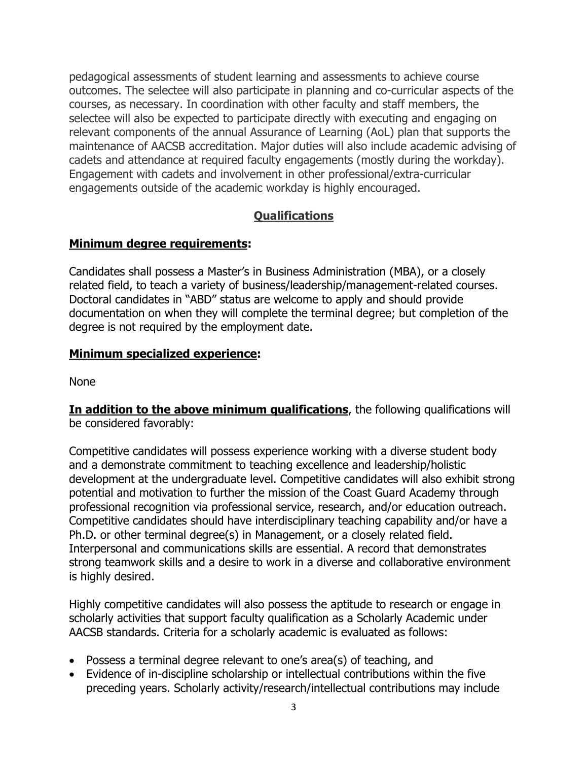pedagogical assessments of student learning and assessments to achieve course outcomes. The selectee will also participate in planning and co-curricular aspects of the courses, as necessary. In coordination with other faculty and staff members, the selectee will also be expected to participate directly with executing and engaging on relevant components of the annual Assurance of Learning (AoL) plan that supports the maintenance of AACSB accreditation. Major duties will also include academic advising of cadets and attendance at required faculty engagements (mostly during the workday). Engagement with cadets and involvement in other professional/extra-curricular engagements outside of the academic workday is highly encouraged.

## Qualifications

**Minimum degree requirements:**

Candidates shall possess a Master's in Business Administration (MBA), or a closely related field, to teach a variety of business/leadership/management-related courses. Doctoral candidates in "ABD" status are welcome to apply and should provide documentation on when they will complete the terminal degree; but completion of the degree is not required by the employment date.

**Minimum specialized experience:**

None

**In addition to the above minimum qualifications**, the following qualifications will be considered favorably:

Competitive candidates will possess experience working with a diverse student body and a demonstrate commitment to teaching excellence and leadership/holistic development at the undergraduate level. Competitive candidates will also exhibit strong potential and motivation to further the mission of the Coast Guard Academy through professional recognition via professional service, research, and/or education outreach. Competitive candidates should have interdisciplinary teaching capability and/or have a Ph.D. or other terminal degree(s) in Management, or a closely related field. Interpersonal and communications skills are essential. A record that demonstrates strong teamwork skills and a desire to work in a diverse and collaborative environment is highly desired.

Highly competitive candidates will also possess the aptitude to research or engage in scholarly activities that support faculty qualification as a Scholarly Academic under AACSB standards. Criteria for a scholarly academic is evaluated as follows:

- Possess a terminal degree relevant to one's area(s) of teaching, and
- Evidence of in-discipline scholarship or intellectual contributions within the five preceding years. Scholarly activity/research/intellectual contributions may include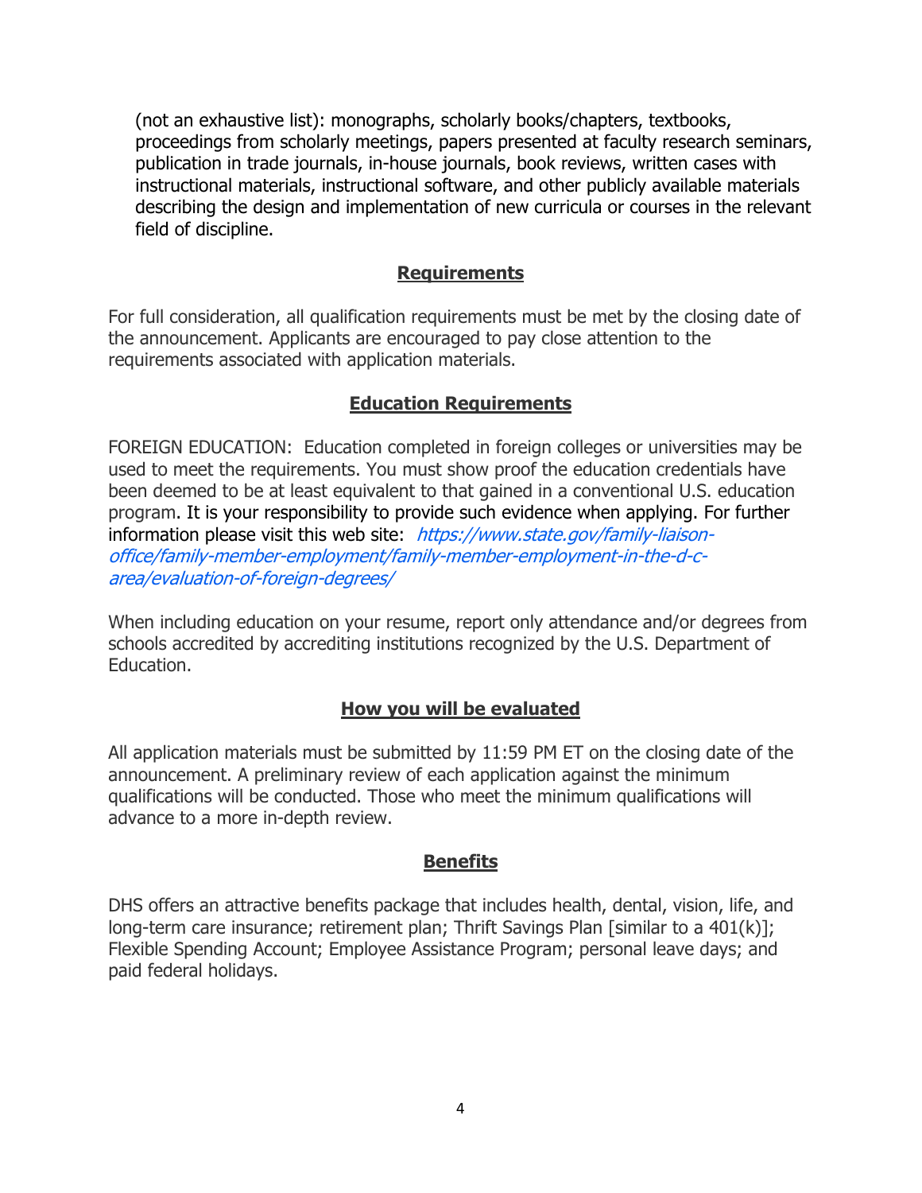(not an exhaustive list): monographs, scholarly books/chapters, textbooks, proceedings from scholarly meetings, papers presented at faculty research seminars, publication in trade journals, in-house journals, book reviews, written cases with instructional materials, instructional software, and other publicly available materials describing the design and implementation of new curricula or courses in the relevant field of discipline.

## Requirements

For full consideration, all qualification requirements must be met by the closing date of the announcement. Applicants are encouraged to pay close attention to the requirements associated with application materials.

## Education Requirements

FOREIGN EDUCATION: Education completed in foreign colleges or universities may be used to meet the requirements. You must show proof the education credentials have been deemed to be at least equivalent to that gained in a conventional U.S. education program. It is your responsibility to provide such evidence when applying. For further information please visit this web site: *https://www.state.gov/family-liaison-office/family-member-employment/family-member-employment-in-the-d-c-area/evaluation-of-foreign-degrees/*

When including education on your resume, report only attendance and/or degrees from schools accredited by accrediting institutions recognized by the U.S. Department of Education.

## How you will be evaluated

All application materials must be submitted by 11:59 PM ET on the closing date of the announcement. A preliminary review of each application against the minimum qualifications will be conducted. Those who meet the minimum qualifications will advance to a more in-depth review.

## Benefits

DHS offers an attractive benefits package that includes health, dental, vision, life, and long-term care insurance; retirement plan; Thrift Savings Plan [similar to a 401(k)]; Flexible Spending Account; Employee Assistance Program; personal leave days; and paid federal holidays.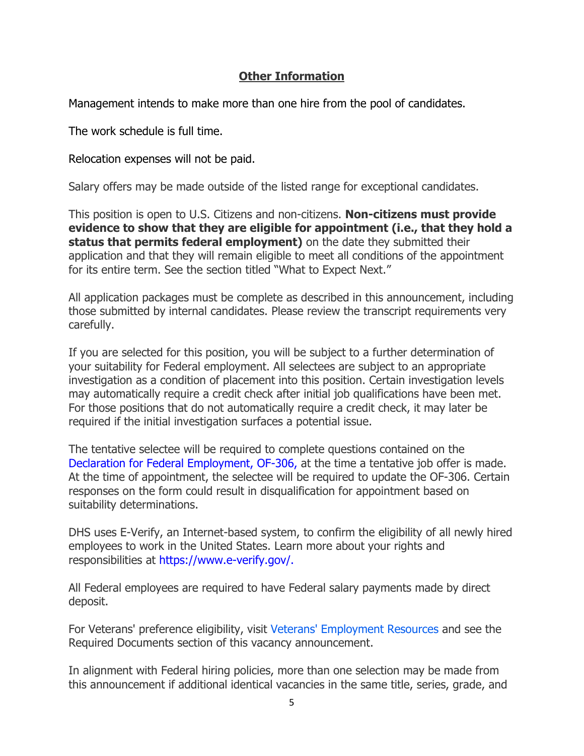## Other Information

Management intends to make more than one hire from the pool of candidates.

The work schedule is full time.

Relocation expenses will not be paid.

Salary offers may be made outside of the listed range for exceptional candidates.

This position is open to U.S. Citizens and non-citizens. **Non-citizens must provide evidence to show that they are eligible for appointment (i.e., that they hold a status that permits federal employment)** on the date they submitted their application and that they will remain eligible to meet all conditions of the appointment for its entire term. See the section titled "What to Expect Next."

All application packages must be complete as described in this announcement, including those submitted by internal candidates. Please review the transcript requirements very carefully.

If you are selected for this position, you will be subject to a further determination of your suitability for Federal employment. All selectees are subject to an appropriate investigation as a condition of placement into this position. Certain investigation levels may automatically require a credit check after initial job qualifications have been met. For those positions that do not automatically require a credit check, it may later be required if the initial investigation surfaces a potential issue.

The tentative selectee will be required to complete questions contained on the Declaration for Federal Employment, OF-306, at the time a tentative job offer is made. At the time of appointment, the selectee will be required to update the OF-306. Certain responses on the form could result in disqualification for appointment based on suitability determinations.

DHS uses E-Verify, an Internet-based system, to confirm the eligibility of all newly hired employees to work in the United States. Learn more about your rights and responsibilities at https://www.e-verify.gov/.

All Federal employees are required to have Federal salary payments made by direct deposit.

For Veterans' preference eligibility, visit Veterans' Employment Resources and see the Required Documents section of this vacancy announcement.

In alignment with Federal hiring policies, more than one selection may be made from this announcement if additional identical vacancies in the same title, series, grade, and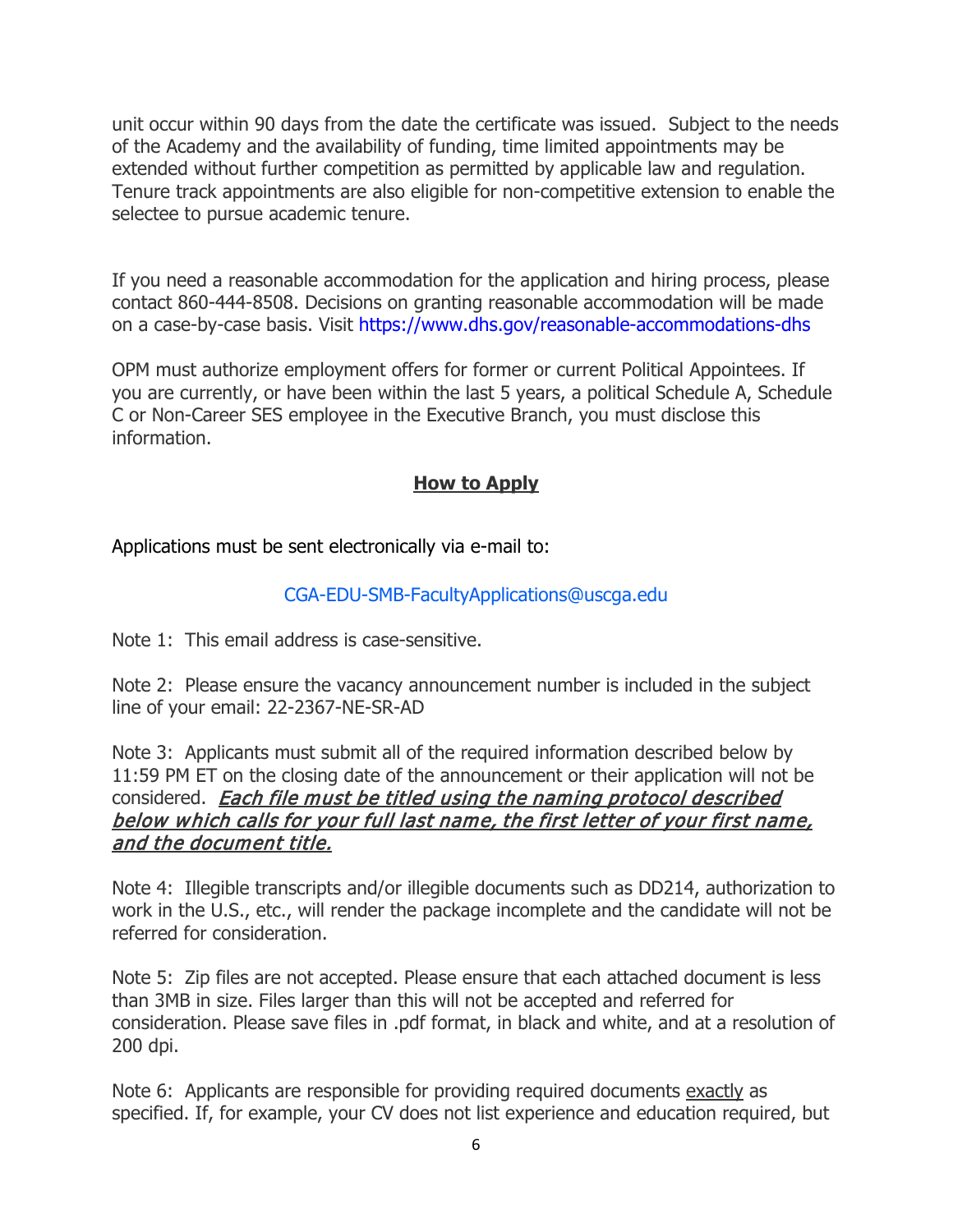unit occur within 90 days from the date the certificate was issued. Subject to the needs of the Academy and the availability of funding, time limited appointments may be extended without further competition as permitted by applicable law and regulation. Tenure track appointments are also eligible for non-competitive extension to enable the selectee to pursue academic tenure.

If you need a reasonable accommodation for the application and hiring process, please contact 860-444-8508. Decisions on granting reasonable accommodation will be made on a case-by-case basis. Visit https://www.dhs.gov/reasonable-accommodations-dhs

OPM must authorize employment offers for former or current Political Appointees. If you are currently, or have been within the last 5 years, a political Schedule A, Schedule C or Non-Career SES employee in the Executive Branch, you must disclose this information.

## How to Apply

Applications must be sent electronically via e-mail to:

CGA-EDU-SMB-FacultyApplications@uscga.edu

Note 1: This email address is case-sensitive.

Note 2: Please ensure the vacancy announcement number is included in the subject line of your email: 22-2367-NE-SR-AD

Note 3: Applicants must submit all of the required information described below by 11:59 PM ET on the closing date of the announcement or their application will not be considered. ***Each file must be titled using the naming protocol described below which calls for your full last name, the first letter of your first name, and the document title.***

Note 4: Illegible transcripts and/or illegible documents such as DD214, authorization to work in the U.S., etc., will render the package incomplete and the candidate will not be referred for consideration.

Note 5: Zip files are not accepted. Please ensure that each attached document is less than 3MB in size. Files larger than this will not be accepted and referred for consideration. Please save files in .pdf format, in black and white, and at a resolution of 200 dpi.

Note 6: Applicants are responsible for providing required documents exactly as specified. If, for example, your CV does not list experience and education required, but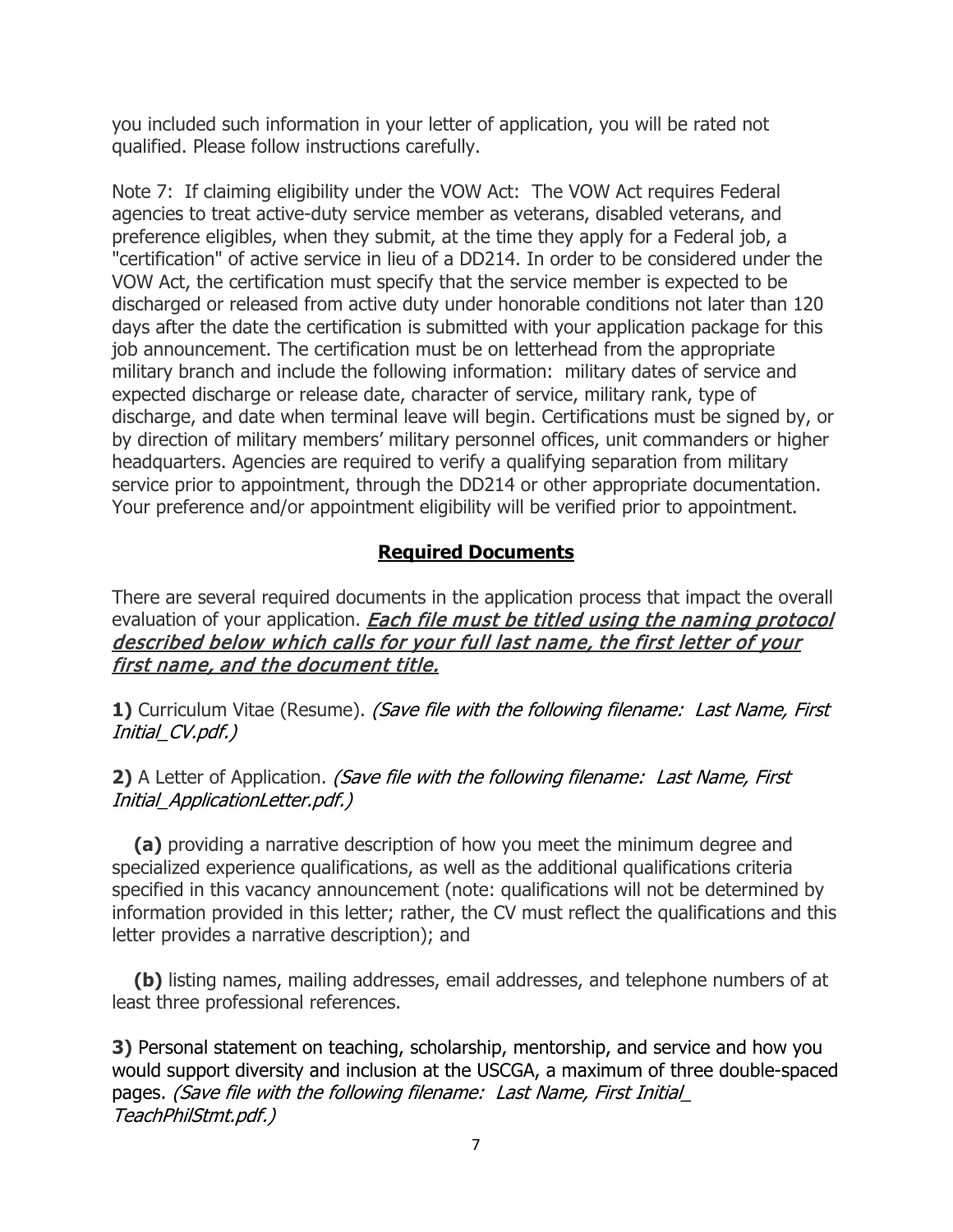you included such information in your letter of application, you will be rated not qualified. Please follow instructions carefully.

Note 7: If claiming eligibility under the VOW Act: The VOW Act requires Federal agencies to treat active-duty service member as veterans, disabled veterans, and preference eligibles, when they submit, at the time they apply for a Federal job, a "certification" of active service in lieu of a DD214. In order to be considered under the VOW Act, the certification must specify that the service member is expected to be discharged or released from active duty under honorable conditions not later than 120 days after the date the certification is submitted with your application package for this job announcement. The certification must be on letterhead from the appropriate military branch and include the following information: military dates of service and expected discharge or release date, character of service, military rank, type of discharge, and date when terminal leave will begin. Certifications must be signed by, or by direction of military members' military personnel offices, unit commanders or higher headquarters. Agencies are required to verify a qualifying separation from military service prior to appointment, through the DD214 or other appropriate documentation. Your preference and/or appointment eligibility will be verified prior to appointment.

## Required Documents

There are several required documents in the application process that impact the overall evaluation of your application. ***Each file must be titled using the naming protocol described below which calls for your full last name, the first letter of your first name, and the document title.***

**1)** Curriculum Vitae (Resume). *(Save file with the following filename: Last Name, First Initial_CV.pdf.)*

**2)** A Letter of Application. *(Save file with the following filename: Last Name, First Initial_ApplicationLetter.pdf.)*

**(a)** providing a narrative description of how you meet the minimum degree and specialized experience qualifications, as well as the additional qualifications criteria specified in this vacancy announcement (note: qualifications will not be determined by information provided in this letter; rather, the CV must reflect the qualifications and this letter provides a narrative description); and

**(b)** listing names, mailing addresses, email addresses, and telephone numbers of at least three professional references.

**3)** Personal statement on teaching, scholarship, mentorship, and service and how you would support diversity and inclusion at the USCGA, a maximum of three double-spaced pages. *(Save file with the following filename: Last Name, First Initial_ TeachPhilStmt.pdf.)*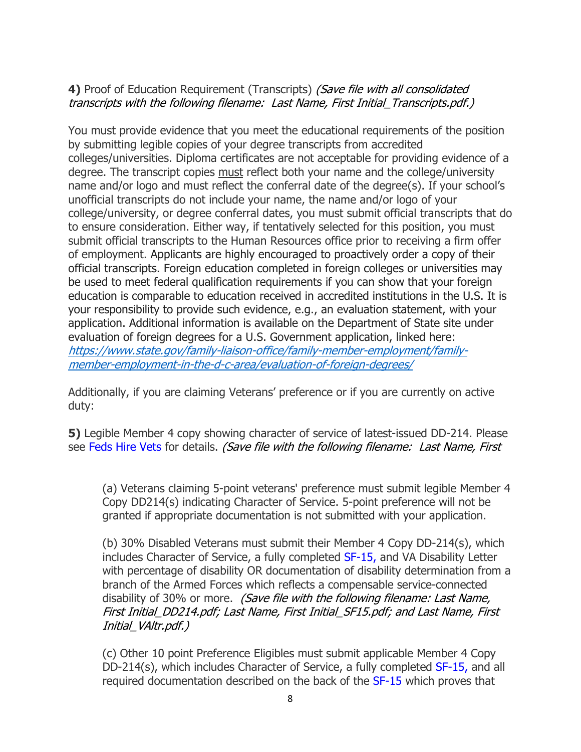**4)** Proof of Education Requirement (Transcripts) *(Save file with all consolidated transcripts with the following filename: Last Name, First Initial_Transcripts.pdf.)*

You must provide evidence that you meet the educational requirements of the position by submitting legible copies of your degree transcripts from accredited colleges/universities. Diploma certificates are not acceptable for providing evidence of a degree. The transcript copies must reflect both your name and the college/university name and/or logo and must reflect the conferral date of the degree(s). If your school's unofficial transcripts do not include your name, the name and/or logo of your college/university, or degree conferral dates, you must submit official transcripts that do to ensure consideration. Either way, if tentatively selected for this position, you must submit official transcripts to the Human Resources office prior to receiving a firm offer of employment. Applicants are highly encouraged to proactively order a copy of their official transcripts. Foreign education completed in foreign colleges or universities may be used to meet federal qualification requirements if you can show that your foreign education is comparable to education received in accredited institutions in the U.S. It is your responsibility to provide such evidence, e.g., an evaluation statement, with your application. Additional information is available on the Department of State site under evaluation of foreign degrees for a U.S. Government application, linked here: *https://www.state.gov/family-liaison-office/family-member-employment/family-member-employment-in-the-d-c-area/evaluation-of-foreign-degrees/*

Additionally, if you are claiming Veterans' preference or if you are currently on active duty:

**5)** Legible Member 4 copy showing character of service of latest-issued DD-214. Please see Feds Hire Vets for details. *(Save file with the following filename: Last Name, First*

(a) Veterans claiming 5-point veterans' preference must submit legible Member 4 Copy DD214(s) indicating Character of Service. 5-point preference will not be granted if appropriate documentation is not submitted with your application.

(b) 30% Disabled Veterans must submit their Member 4 Copy DD-214(s), which includes Character of Service, a fully completed SF-15, and VA Disability Letter with percentage of disability OR documentation of disability determination from a branch of the Armed Forces which reflects a compensable service-connected disability of 30% or more. *(Save file with the following filename: Last Name, First Initial_DD214.pdf; Last Name, First Initial_SF15.pdf; and Last Name, First Initial_VAltr.pdf.)*

(c) Other 10 point Preference Eligibles must submit applicable Member 4 Copy DD-214(s), which includes Character of Service, a fully completed SF-15, and all required documentation described on the back of the SF-15 which proves that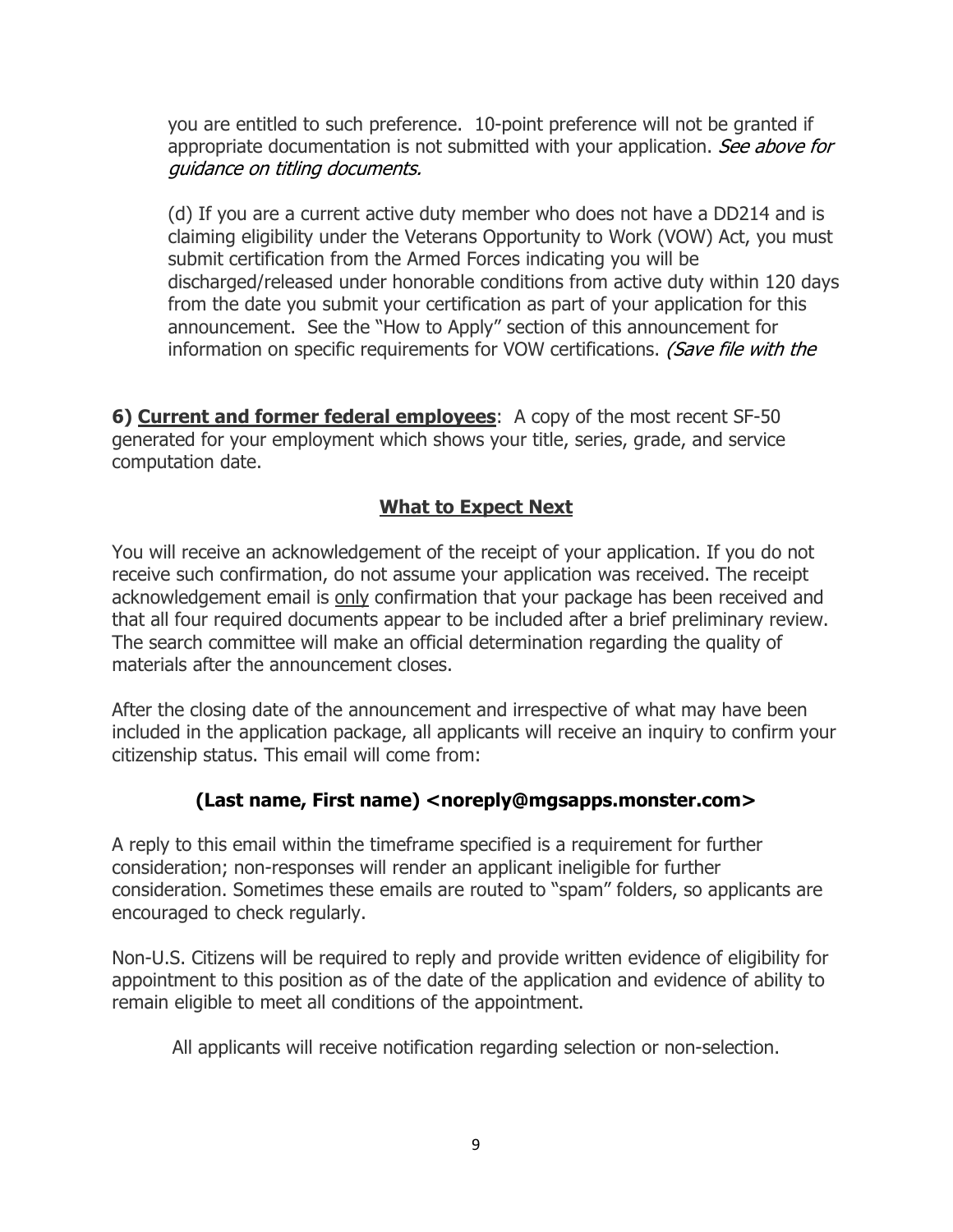you are entitled to such preference. 10-point preference will not be granted if appropriate documentation is not submitted with your application. *See above for guidance on titling documents.*

(d) If you are a current active duty member who does not have a DD214 and is claiming eligibility under the Veterans Opportunity to Work (VOW) Act, you must submit certification from the Armed Forces indicating you will be discharged/released under honorable conditions from active duty within 120 days from the date you submit your certification as part of your application for this announcement. See the "How to Apply" section of this announcement for information on specific requirements for VOW certifications. *(Save file with the*

**6) <u>Current and former federal employees</u>**: A copy of the most recent SF-50 generated for your employment which shows your title, series, grade, and service computation date.

## <u>What to Expect Next</u>

You will receive an acknowledgement of the receipt of your application. If you do not receive such confirmation, do not assume your application was received. The receipt acknowledgement email is <u>only</u> confirmation that your package has been received and that all four required documents appear to be included after a brief preliminary review. The search committee will make an official determination regarding the quality of materials after the announcement closes.

After the closing date of the announcement and irrespective of what may have been included in the application package, all applicants will receive an inquiry to confirm your citizenship status. This email will come from:

**(Last name, First name) <noreply@mgsapps.monster.com>**

A reply to this email within the timeframe specified is a requirement for further consideration; non-responses will render an applicant ineligible for further consideration. Sometimes these emails are routed to "spam" folders, so applicants are encouraged to check regularly.

Non-U.S. Citizens will be required to reply and provide written evidence of eligibility for appointment to this position as of the date of the application and evidence of ability to remain eligible to meet all conditions of the appointment.

All applicants will receive notification regarding selection or non-selection.